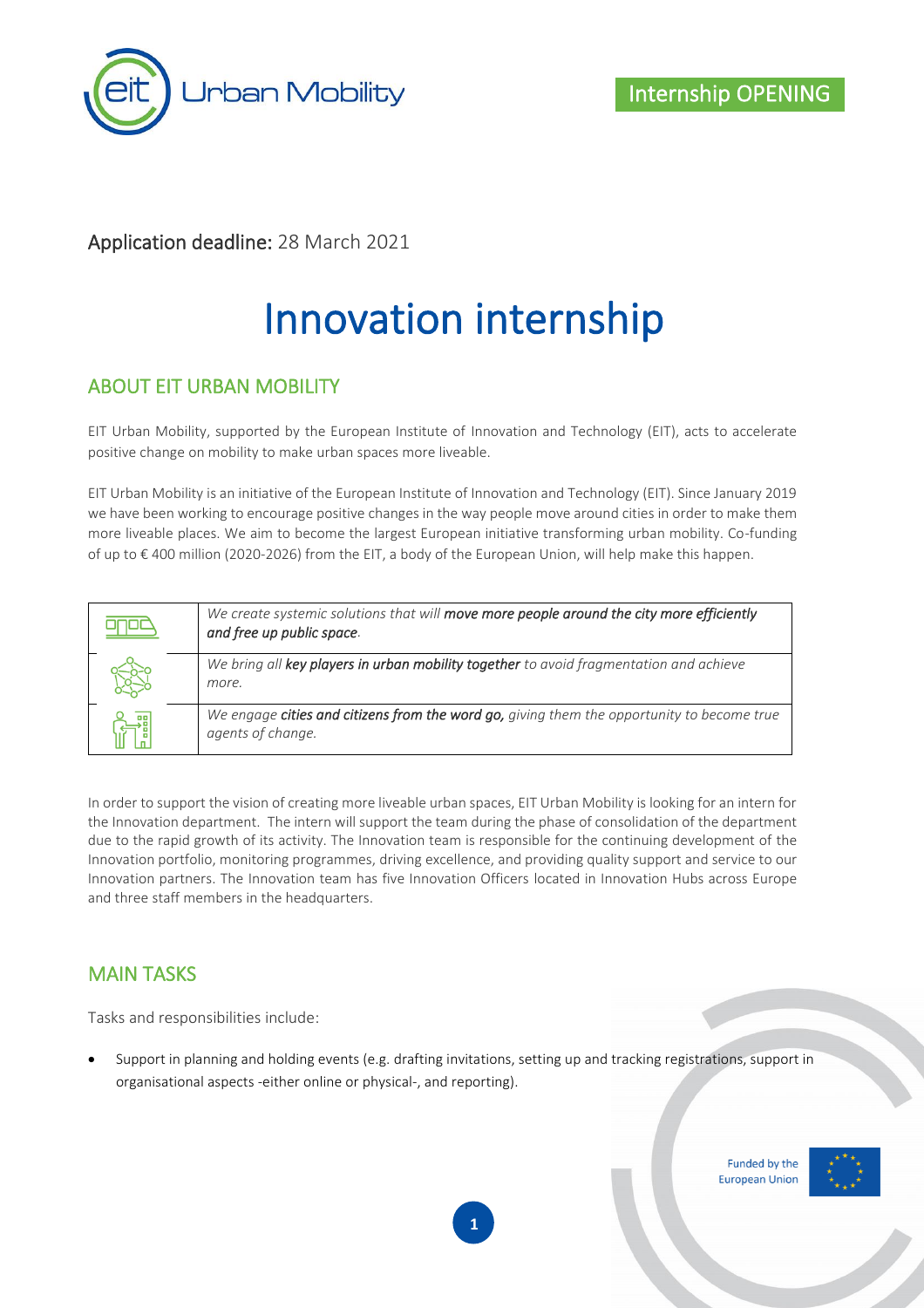Internship OPENING

**Application deadline:** 28 March 2021

# Innovation internship

## ABOUT EIT URBAN MOBILITY

EIT Urban Mobility, supported by the European Institute of Innovation and Technology (EIT), acts to accelerate positive change on mobility to make urban spaces more liveable.

EIT Urban Mobility is an initiative of the European Institute of Innovation and Technology (EIT). Since January 2019 we have been working to encourage positive changes in the way people move around cities in order to make them more liveable places. We aim to become the largest European initiative transforming urban mobility. Co-funding of up to € 400 million (2020-2026) from the EIT, a body of the European Union, will help make this happen.

| | |
|---|---|
| | *We create systemic solutions that will **move more people around the city more efficiently and free up public space**.* |
| | *We bring all **key players in urban mobility together** to avoid fragmentation and achieve more.* |
| | *We engage **cities and citizens from the word go,** giving them the opportunity to become true agents of change.* |

In order to support the vision of creating more liveable urban spaces, EIT Urban Mobility is looking for an intern for the Innovation department. The intern will support the team during the phase of consolidation of the department due to the rapid growth of its activity. The Innovation team is responsible for the continuing development of the Innovation portfolio, monitoring programmes, driving excellence, and providing quality support and service to our Innovation partners. The Innovation team has five Innovation Officers located in Innovation Hubs across Europe and three staff members in the headquarters.

## MAIN TASKS

Tasks and responsibilities include:

- Support in planning and holding events (e.g. drafting invitations, setting up and tracking registrations, support in organisational aspects -either online or physical-, and reporting).

Funded by the European Union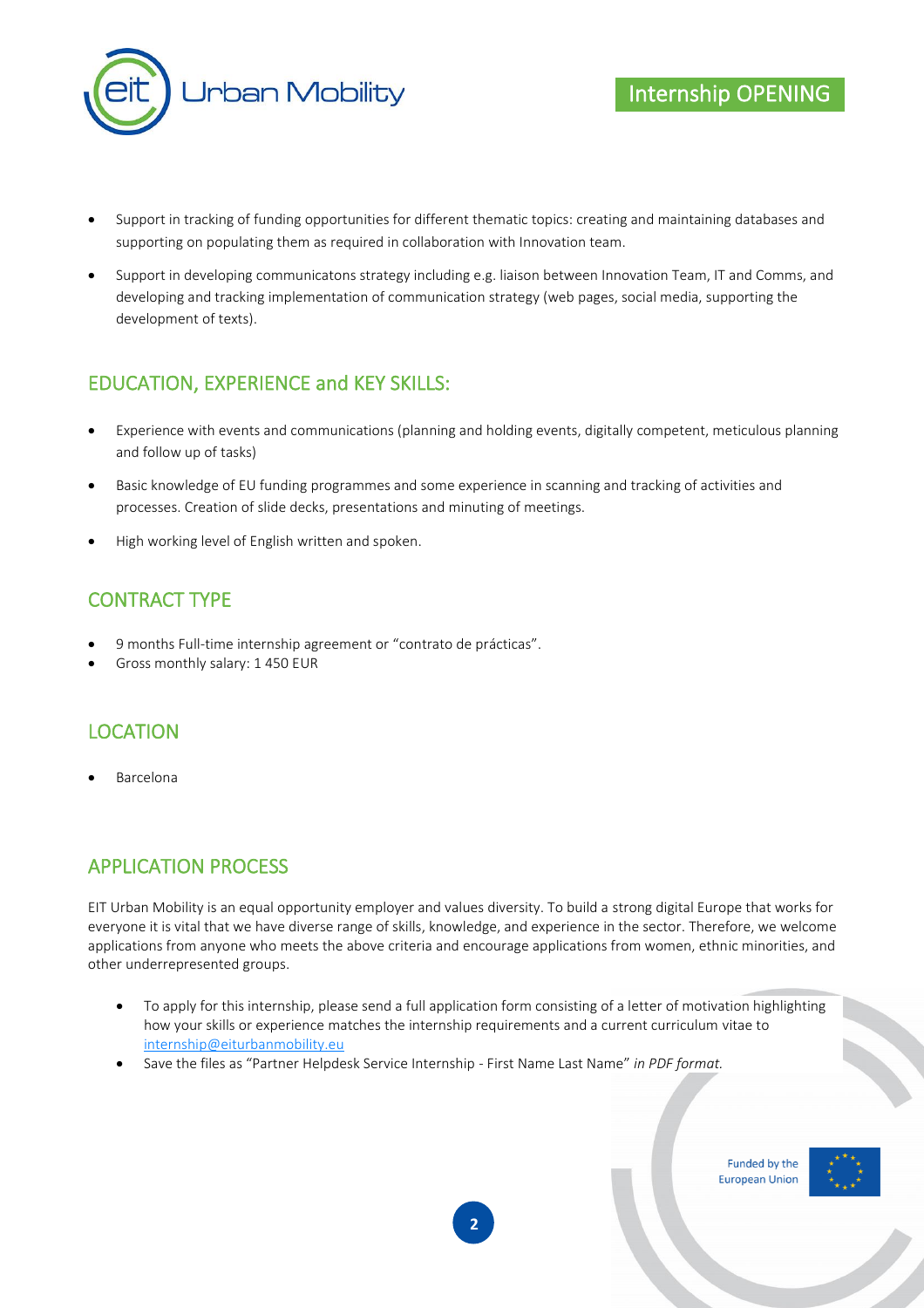- Support in tracking of funding opportunities for different thematic topics: creating and maintaining databases and supporting on populating them as required in collaboration with Innovation team.
- Support in developing communicatons strategy including e.g. liaison between Innovation Team, IT and Comms, and developing and tracking implementation of communication strategy (web pages, social media, supporting the development of texts).

## EDUCATION, EXPERIENCE and KEY SKILLS:

- Experience with events and communications (planning and holding events, digitally competent, meticulous planning and follow up of tasks)
- Basic knowledge of EU funding programmes and some experience in scanning and tracking of activities and processes. Creation of slide decks, presentations and minuting of meetings.
- High working level of English written and spoken.

## CONTRACT TYPE

- 9 months Full-time internship agreement or "contrato de prácticas".
- Gross monthly salary: 1 450 EUR

## LOCATION

- Barcelona

## APPLICATION PROCESS

EIT Urban Mobility is an equal opportunity employer and values diversity. To build a strong digital Europe that works for everyone it is vital that we have diverse range of skills, knowledge, and experience in the sector. Therefore, we welcome applications from anyone who meets the above criteria and encourage applications from women, ethnic minorities, and other underrepresented groups.

- To apply for this internship, please send a full application form consisting of a letter of motivation highlighting how your skills or experience matches the internship requirements and a current curriculum vitae to internship@eiturbanmobility.eu
- Save the files as "Partner Helpdesk Service Internship - First Name Last Name" *in PDF format.*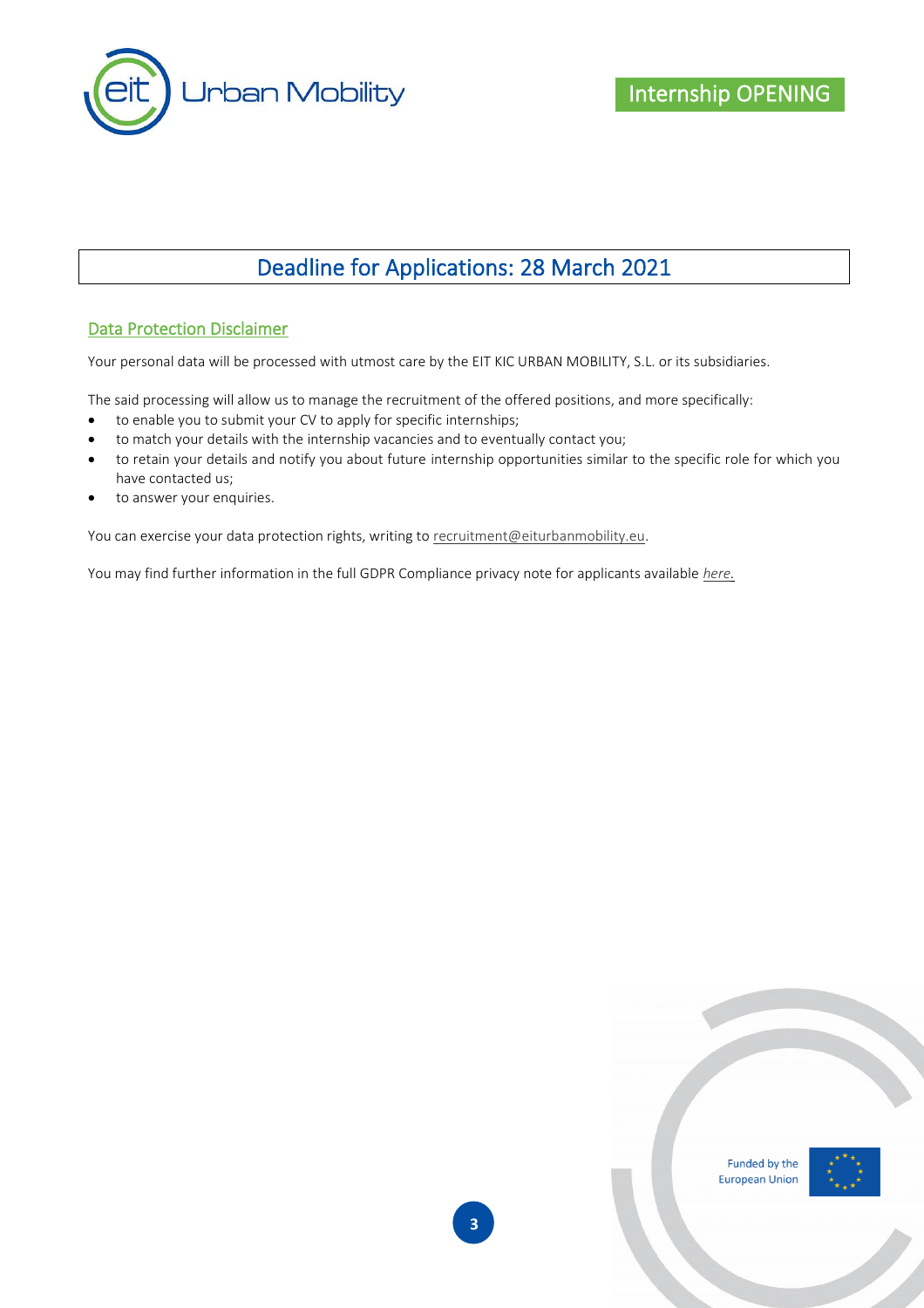## Deadline for Applications: 28 March 2021

### Data Protection Disclaimer

Your personal data will be processed with utmost care by the EIT KIC URBAN MOBILITY, S.L. or its subsidiaries.

The said processing will allow us to manage the recruitment of the offered positions, and more specifically:

- to enable you to submit your CV to apply for specific internships;
- to match your details with the internship vacancies and to eventually contact you;
- to retain your details and notify you about future internship opportunities similar to the specific role for which you have contacted us;
- to answer your enquiries.

You can exercise your data protection rights, writing to recruitment@eiturbanmobility.eu.

You may find further information in the full GDPR Compliance privacy note for applicants available *here.*

Funded by the European Union